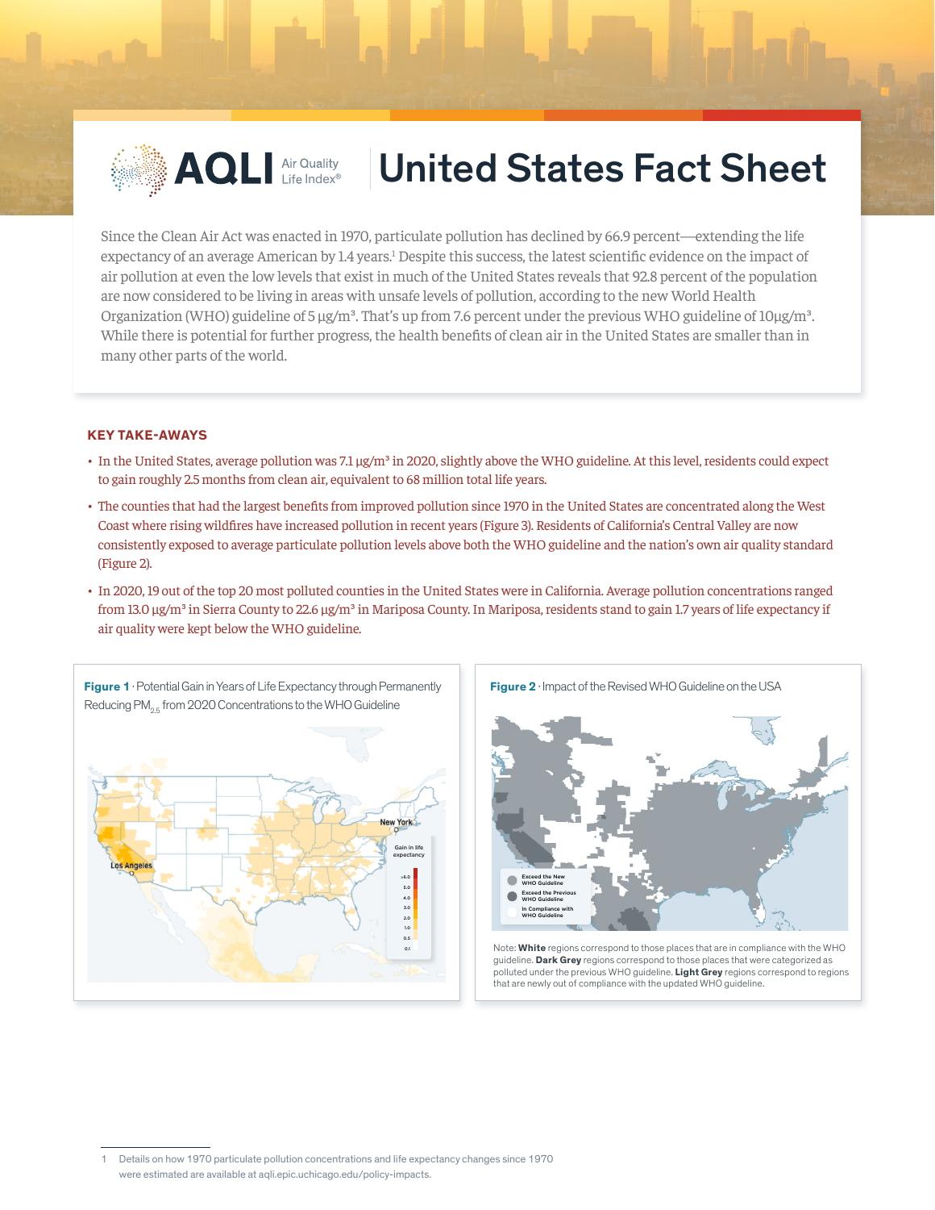# United States Fact Sheet

AQLI Air Quality Life Index®

Since the Clean Air Act was enacted in 1970, particulate pollution has declined by 66.9 percent—extending the life expectancy of an average American by 1.4 years.[1] Despite this success, the latest scientific evidence on the impact of air pollution at even the low levels that exist in much of the United States reveals that 92.8 percent of the population are now considered to be living in areas with unsafe levels of pollution, according to the new World Health Organization (WHO) guideline of 5 µg/m³. That's up from 7.6 percent under the previous WHO guideline of 10µg/m³. While there is potential for further progress, the health benefits of clean air in the United States are smaller than in many other parts of the world.

## KEY TAKE-AWAYS

- In the United States, average pollution was 7.1 µg/m³ in 2020, slightly above the WHO guideline. At this level, residents could expect to gain roughly 2.5 months from clean air, equivalent to 68 million total life years.
- The counties that had the largest benefits from improved pollution since 1970 in the United States are concentrated along the West Coast where rising wildfires have increased pollution in recent years (Figure 3). Residents of California's Central Valley are now consistently exposed to average particulate pollution levels above both the WHO guideline and the nation's own air quality standard (Figure 2).
- In 2020, 19 out of the top 20 most polluted counties in the United States were in California. Average pollution concentrations ranged from 13.0 µg/m³ in Sierra County to 22.6 µg/m³ in Mariposa County. In Mariposa, residents stand to gain 1.7 years of life expectancy if air quality were kept below the WHO guideline.

**Figure 1** · Potential Gain in Years of Life Expectancy through Permanently Reducing $PM_{2.5}$ from 2020 Concentrations to the WHO Guideline

**Figure 2** · Impact of the Revised WHO Guideline on the USA

Note: **White** regions correspond to those places that are in compliance with the WHO guideline. **Dark Grey** regions correspond to those places that were categorized as polluted under the previous WHO guideline. **Light Grey** regions correspond to regions that are newly out of compliance with the updated WHO guideline.

1 Details on how 1970 particulate pollution concentrations and life expectancy changes since 1970 were estimated are available at aqli.epic.uchicago.edu/policy-impacts.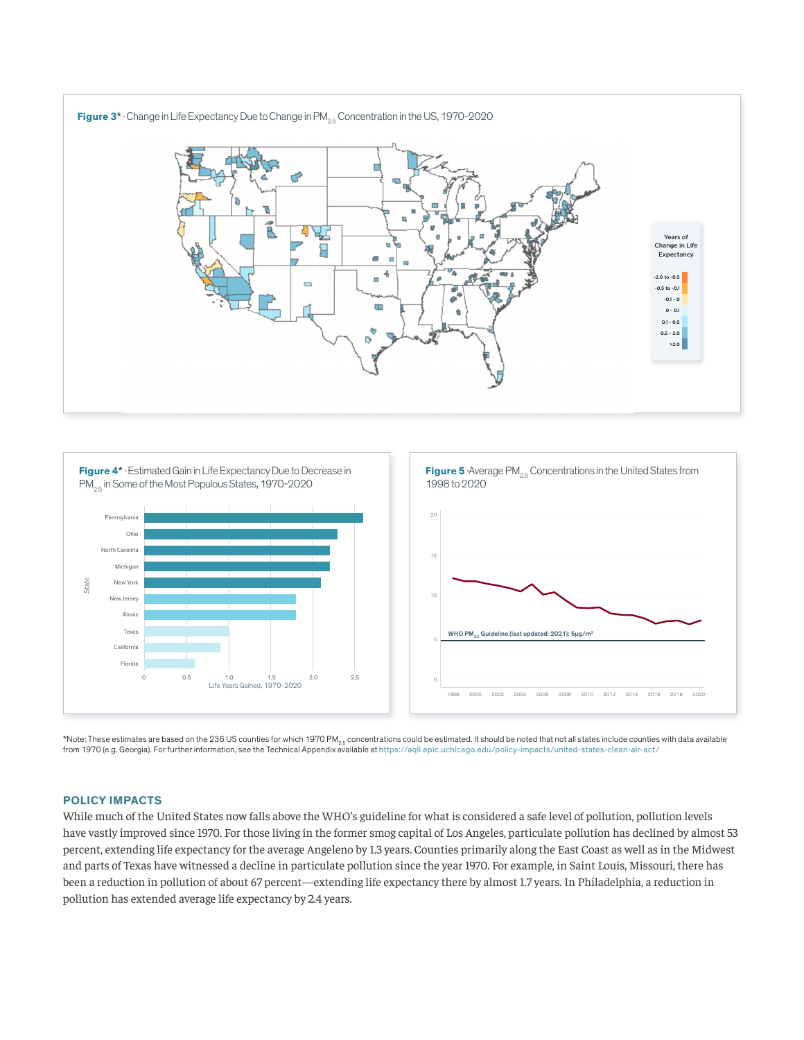**Figure 3*** · Change in Life Expectancy Due to Change in $PM_{2.5}$ Concentration in the US, 1970-2020

Years of Change in Life Expectancy

-2.0 to -0.5
-0.5 to -0.1
-0.1 - 0
0 - 0.1
0.1 - 0.5
0.5 - 2.0
>2.0

**Figure 4*** · Estimated Gain in Life Expectancy Due to Decrease in $PM_{2.5}$ in Some of the Most Populous States, 1970-2020

**Figure 5** · Average $PM_{2.5}$ Concentrations in the United States from 1998 to 2020

WHO $PM_{2.5}$ Guideline (last updated: 2021): 5μg/m³

*Note: These estimates are based on the 236 US counties for which 1970 $PM_{2.5}$ concentrations could be estimated. It should be noted that not all states include counties with data available from 1970 (e.g. Georgia). For further information, see the Technical Appendix available at https://aqli.epic.uchicago.edu/policy-impacts/united-states-clean-air-act/

## POLICY IMPACTS

While much of the United States now falls above the WHO's guideline for what is considered a safe level of pollution, pollution levels have vastly improved since 1970. For those living in the former smog capital of Los Angeles, particulate pollution has declined by almost 53 percent, extending life expectancy for the average Angeleno by 1.3 years. Counties primarily along the East Coast as well as in the Midwest and parts of Texas have witnessed a decline in particulate pollution since the year 1970. For example, in Saint Louis, Missouri, there has been a reduction in pollution of about 67 percent—extending life expectancy there by almost 1.7 years. In Philadelphia, a reduction in pollution has extended average life expectancy by 2.4 years.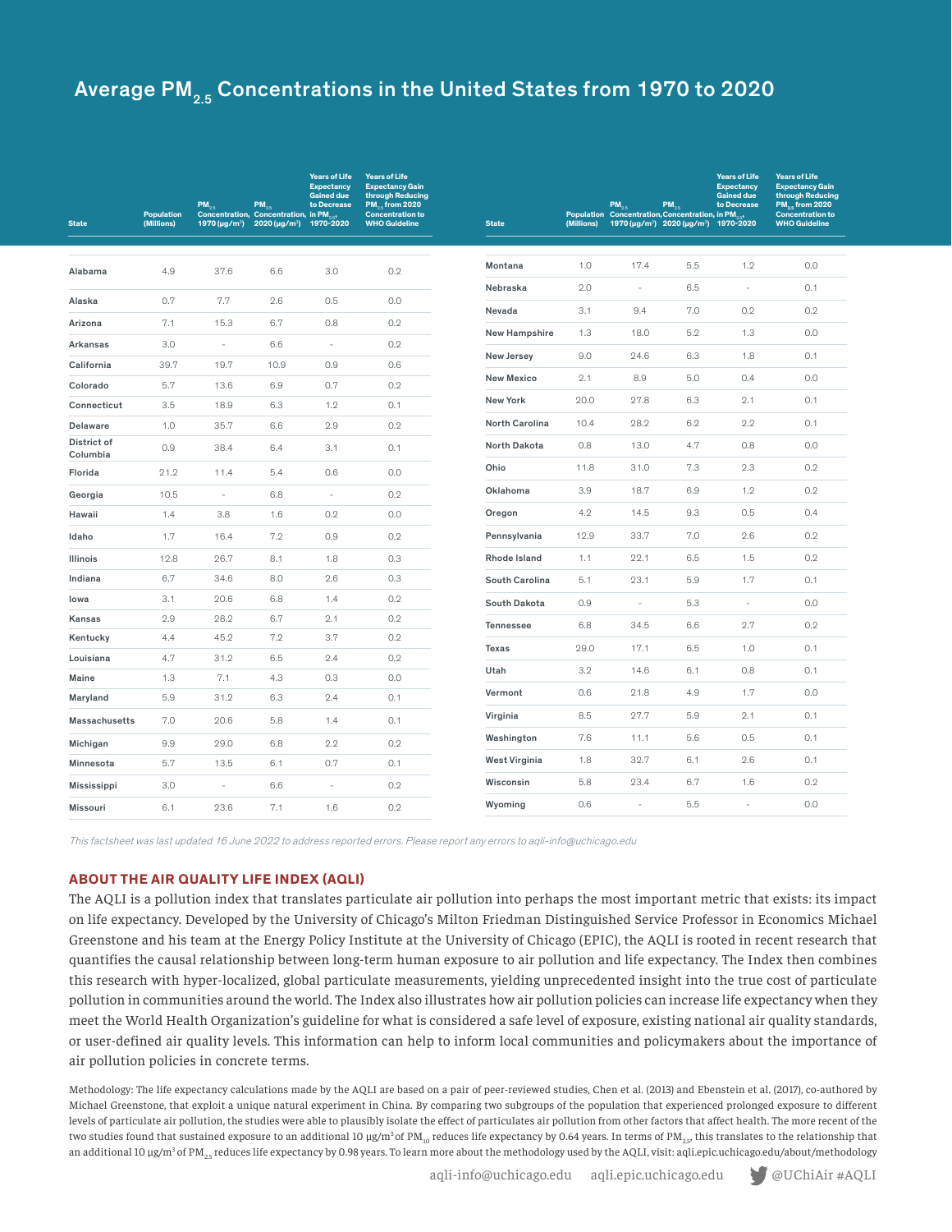# Average $PM_{2.5}$ Concentrations in the United States from 1970 to 2020

| State | Population (Millions) | $PM_{2.5}$ Concentration, 1970 (μg/m³) | $PM_{2.5}$ Concentration, 2020 (μg/m³) | Years of Life Expectancy Gained due to Decrease in $PM_{2.5}$, 1970-2020 | Years of Life Expectancy Gain through Reducing $PM_{2.5}$ from 2020 Concentration to WHO Guideline |
|---|---|---|---|---|---|
| Alabama | 4.9 | 37.6 | 6.6 | 3.0 | 0.2 |
| Alaska | 0.7 | 7.7 | 2.6 | 0.5 | 0.0 |
| Arizona | 7.1 | 15.3 | 6.7 | 0.8 | 0.2 |
| Arkansas | 3.0 | - | 6.6 | - | 0.2 |
| California | 39.7 | 19.7 | 10.9 | 0.9 | 0.6 |
| Colorado | 5.7 | 13.6 | 6.9 | 0.7 | 0.2 |
| Connecticut | 3.5 | 18.9 | 6.3 | 1.2 | 0.1 |
| Delaware | 1.0 | 35.7 | 6.6 | 2.9 | 0.2 |
| District of Columbia | 0.9 | 38.4 | 6.4 | 3.1 | 0.1 |
| Florida | 21.2 | 11.4 | 5.4 | 0.6 | 0.0 |
| Georgia | 10.5 | - | 6.8 | - | 0.2 |
| Hawaii | 1.4 | 3.8 | 1.6 | 0.2 | 0.0 |
| Idaho | 1.7 | 16.4 | 7.2 | 0.9 | 0.2 |
| Illinois | 12.8 | 26.7 | 8.1 | 1.8 | 0.3 |
| Indiana | 6.7 | 34.6 | 8.0 | 2.6 | 0.3 |
| Iowa | 3.1 | 20.6 | 6.8 | 1.4 | 0.2 |
| Kansas | 2.9 | 28.2 | 6.7 | 2.1 | 0.2 |
| Kentucky | 4.4 | 45.2 | 7.2 | 3.7 | 0.2 |
| Louisiana | 4.7 | 31.2 | 6.5 | 2.4 | 0.2 |
| Maine | 1.3 | 7.1 | 4.3 | 0.3 | 0.0 |
| Maryland | 5.9 | 31.2 | 6.3 | 2.4 | 0.1 |
| Massachusetts | 7.0 | 20.6 | 5.8 | 1.4 | 0.1 |
| Michigan | 9.9 | 29.0 | 6.8 | 2.2 | 0.2 |
| Minnesota | 5.7 | 13.5 | 6.1 | 0.7 | 0.1 |
| Mississippi | 3.0 | - | 6.6 | - | 0.2 |
| Missouri | 6.1 | 23.6 | 7.1 | 1.6 | 0.2 |
| Montana | 1.0 | 17.4 | 5.5 | 1.2 | 0.0 |
| Nebraska | 2.0 | - | 6.5 | - | 0.1 |
| Nevada | 3.1 | 9.4 | 7.0 | 0.2 | 0.2 |
| New Hampshire | 1.3 | 18.0 | 5.2 | 1.3 | 0.0 |
| New Jersey | 9.0 | 24.6 | 6.3 | 1.8 | 0.1 |
| New Mexico | 2.1 | 8.9 | 5.0 | 0.4 | 0.0 |
| New York | 20.0 | 27.8 | 6.3 | 2.1 | 0.1 |
| North Carolina | 10.4 | 28.2 | 6.2 | 2.2 | 0.1 |
| North Dakota | 0.8 | 13.0 | 4.7 | 0.8 | 0.0 |
| Ohio | 11.8 | 31.0 | 7.3 | 2.3 | 0.2 |
| Oklahoma | 3.9 | 18.7 | 6.9 | 1.2 | 0.2 |
| Oregon | 4.2 | 14.5 | 9.3 | 0.5 | 0.4 |
| Pennsylvania | 12.9 | 33.7 | 7.0 | 2.6 | 0.2 |
| Rhode Island | 1.1 | 22.1 | 6.5 | 1.5 | 0.2 |
| South Carolina | 5.1 | 23.1 | 5.9 | 1.7 | 0.1 |
| South Dakota | 0.9 | - | 5.3 | - | 0.0 |
| Tennessee | 6.8 | 34.5 | 6.6 | 2.7 | 0.2 |
| Texas | 29.0 | 17.1 | 6.5 | 1.0 | 0.1 |
| Utah | 3.2 | 14.6 | 6.1 | 0.8 | 0.1 |
| Vermont | 0.6 | 21.8 | 4.9 | 1.7 | 0.0 |
| Virginia | 8.5 | 27.7 | 5.9 | 2.1 | 0.1 |
| Washington | 7.6 | 11.1 | 5.6 | 0.5 | 0.1 |
| West Virginia | 1.8 | 32.7 | 6.1 | 2.6 | 0.1 |
| Wisconsin | 5.8 | 23.4 | 6.7 | 1.6 | 0.2 |
| Wyoming | 0.6 | - | 5.5 | - | 0.0 |

*This factsheet was last updated 16 June 2022 to address reported errors. Please report any errors to aqli-info@uchicago.edu*

## ABOUT THE AIR QUALITY LIFE INDEX (AQLI)

The AQLI is a pollution index that translates particulate air pollution into perhaps the most important metric that exists: its impact on life expectancy. Developed by the University of Chicago's Milton Friedman Distinguished Service Professor in Economics Michael Greenstone and his team at the Energy Policy Institute at the University of Chicago (EPIC), the AQLI is rooted in recent research that quantifies the causal relationship between long-term human exposure to air pollution and life expectancy. The Index then combines this research with hyper-localized, global particulate measurements, yielding unprecedented insight into the true cost of particulate pollution in communities around the world. The Index also illustrates how air pollution policies can increase life expectancy when they meet the World Health Organization's guideline for what is considered a safe level of exposure, existing national air quality standards, or user-defined air quality levels. This information can help to inform local communities and policymakers about the importance of air pollution policies in concrete terms.

Methodology: The life expectancy calculations made by the AQLI are based on a pair of peer-reviewed studies, Chen et al. (2013) and Ebenstein et al. (2017), co-authored by Michael Greenstone, that exploit a unique natural experiment in China. By comparing two subgroups of the population that experienced prolonged exposure to different levels of particulate air pollution, the studies were able to plausibly isolate the effect of particulates air pollution from other factors that affect health. The more recent of the two studies found that sustained exposure to an additional 10 μg/m³ of $PM_{10}$ reduces life expectancy by 0.64 years. In terms of $PM_{2.5}$, this translates to the relationship that an additional 10 μg/m³ of $PM_{2.5}$ reduces life expectancy by 0.98 years. To learn more about the methodology used by the AQLI, visit: aqli.epic.uchicago.edu/about/methodology

aqli-info@uchicago.edu aqli.epic.uchicago.edu @UChiAir #AQLI